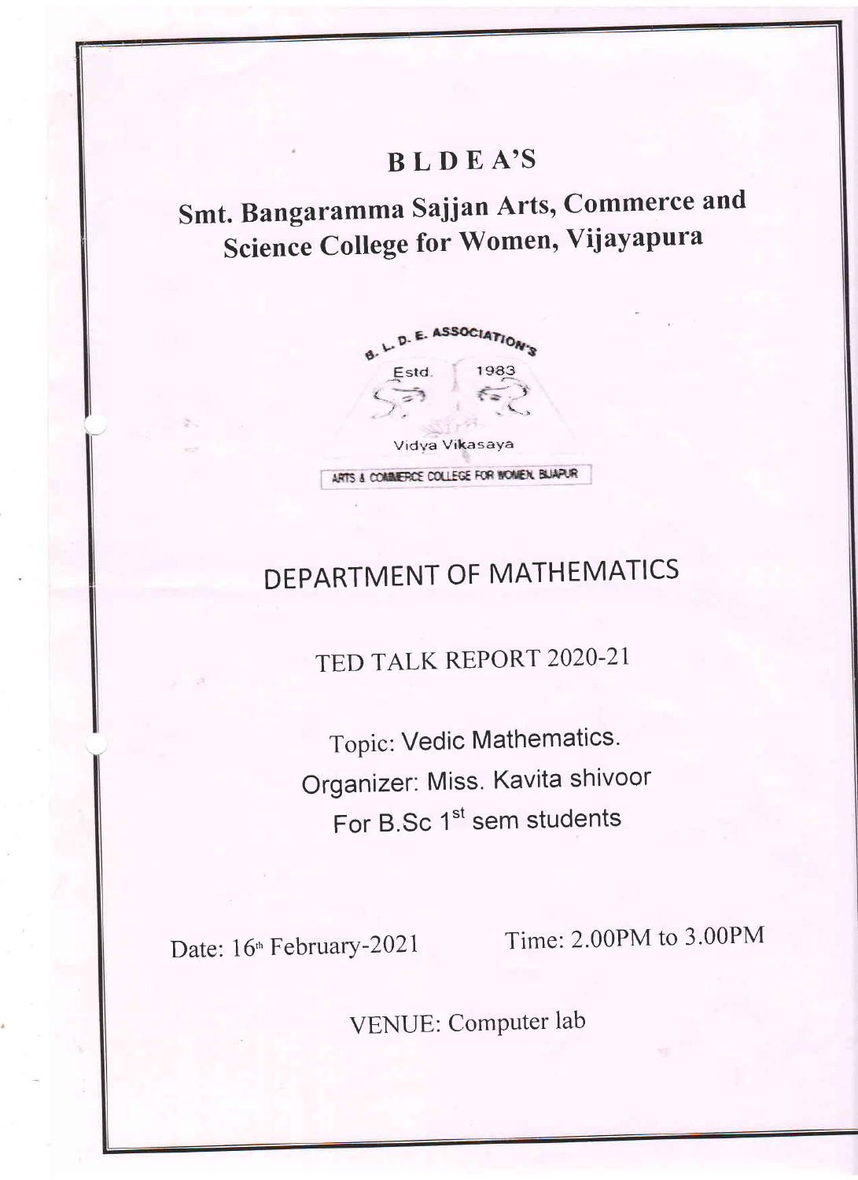# B L D E A'S

## Smt. Bangaramma Sajjan Arts, Commerce and Science College for Women, Vijayapura

B. L. D. E. ASSOCIATION'S

Estd. 1983

Vidya Vikasaya

ARTS & COMMERCE COLLEGE FOR WOMEN, BIJAPUR

## DEPARTMENT OF MATHEMATICS

TED TALK REPORT 2020-21

Topic: Vedic Mathematics.

Organizer: Miss. Kavita shivoor

For B.Sc 1st sem students

Date: 16th February-2021 Time: 2.00PM to 3.00PM

VENUE: Computer lab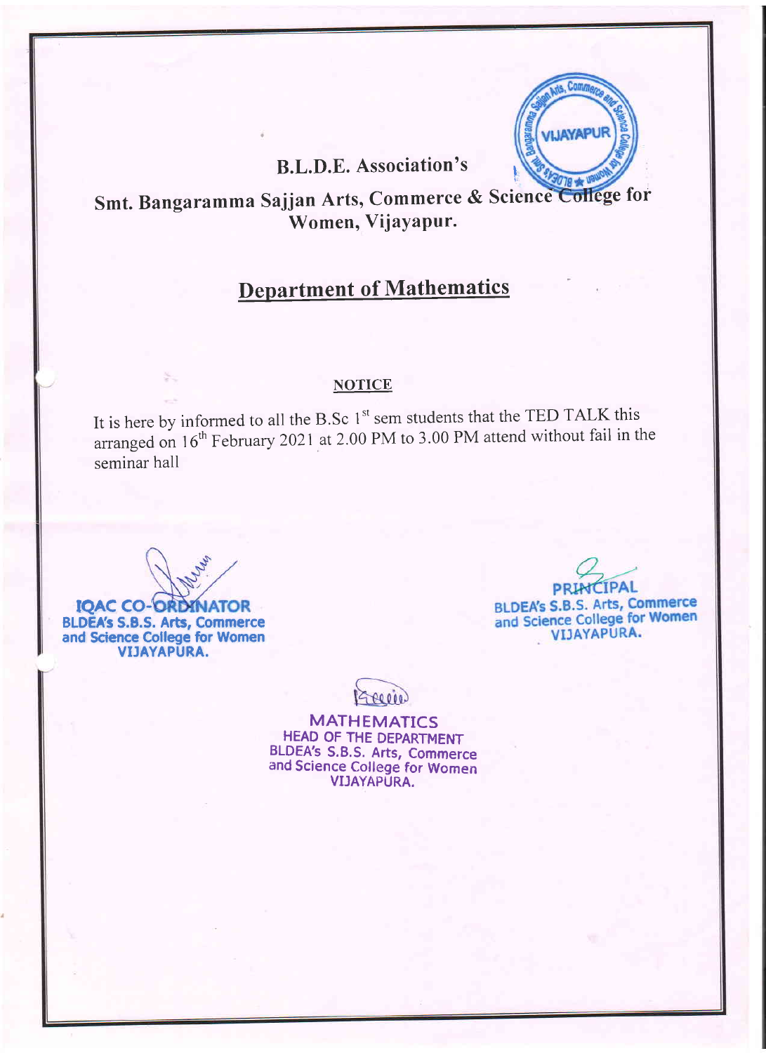B.L.D.E. Association's

Smt. Bangaramma Sajjan Arts, Commerce & Science College for Women, Vijayapur.

## Department of Mathematics

### NOTICE

It is here by informed to all the B.Sc 1st sem students that the TED TALK this arranged on 16th February 2021 at 2.00 PM to 3.00 PM attend without fail in the seminar hall

IQAC CO-ORDINATOR
BLDEA's S.B.S. Arts, Commerce and Science College for Women
VIJAYAPURA.

PRINCIPAL
BLDEA's S.B.S. Arts, Commerce and Science College for Women
VIJAYAPURA.

MATHEMATICS
HEAD OF THE DEPARTMENT
BLDEA's S.B.S. Arts, Commerce and Science College for Women
VIJAYAPURA.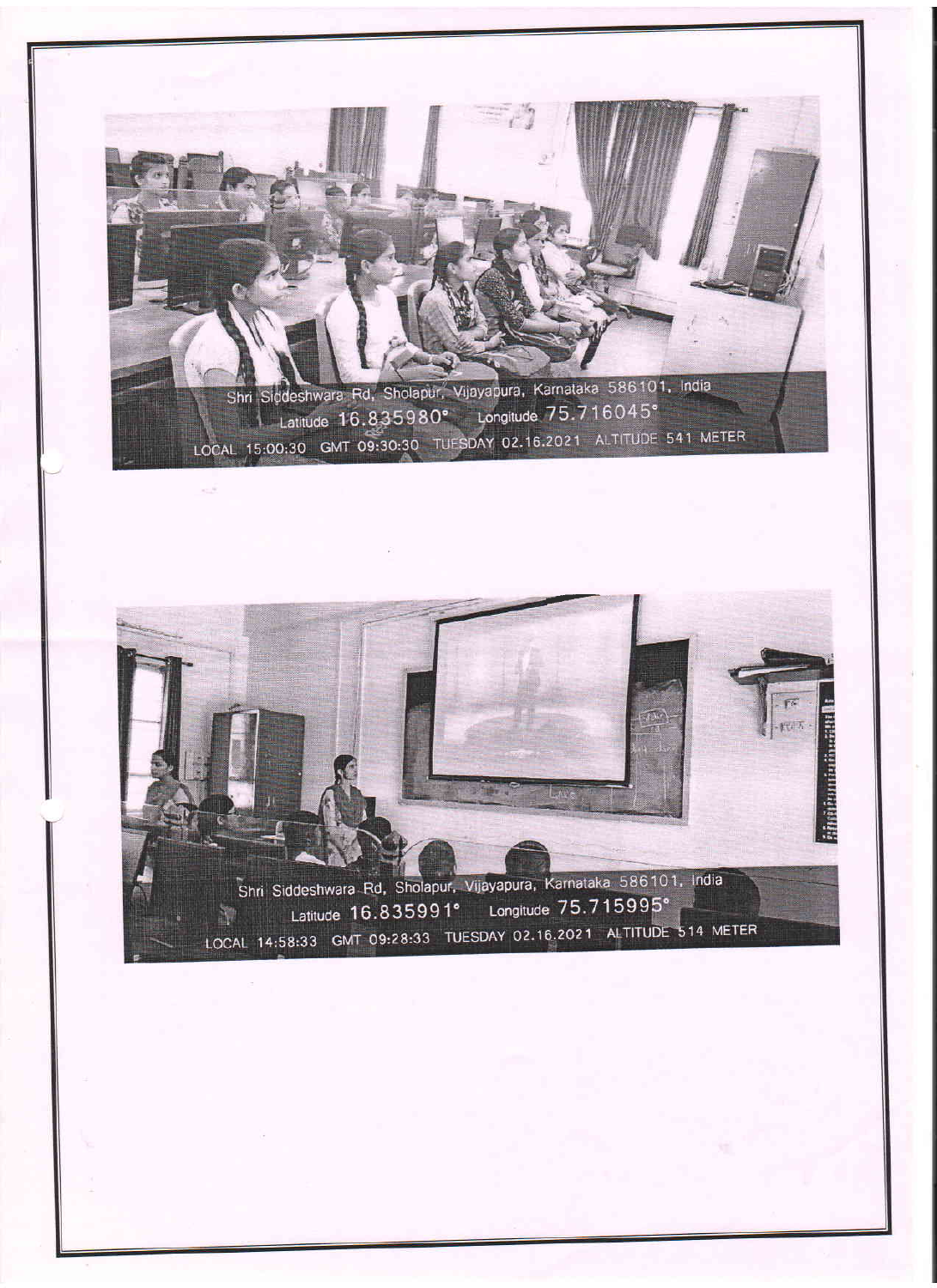Shri Siddeshwara Rd, Sholapur, Vijayapura, Karnataka 586101, India
Latitude 16.835980° Longitude 75.716045°
LOCAL 15:00:30 GMT 09:30:30 TUESDAY 02.16.2021 ALTITUDE 541 METER

Shri Siddeshwara Rd, Sholapur, Vijayapura, Karnataka 586101, India
Latitude 16.835991° Longitude 75.715995°
LOCAL 14:58:33 GMT 09:28:33 TUESDAY 02.16.2021 ALTITUDE 514 METER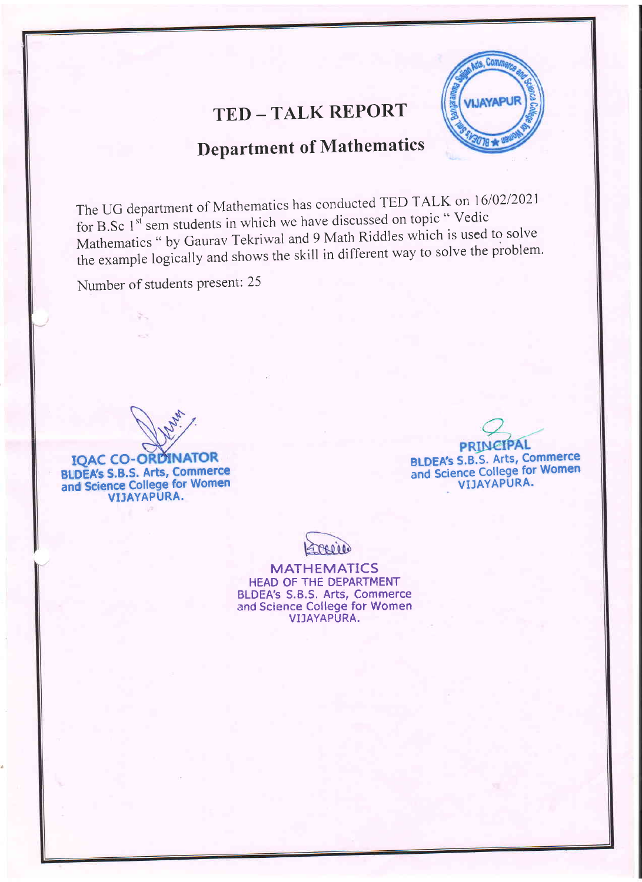# TED – TALK REPORT

## Department of Mathematics

The UG department of Mathematics has conducted TED TALK on 16/02/2021 for B.Sc 1st sem students in which we have discussed on topic " Vedic Mathematics " by Gaurav Tekriwal and 9 Math Riddles which is used to solve the example logically and shows the skill in different way to solve the problem.

Number of students present: 25

**IQAC CO-ORDINATOR**
BLDEA's S.B.S. Arts, Commerce and Science College for Women
VIJAYAPURA.

**PRINCIPAL**
BLDEA's S.B.S. Arts, Commerce and Science College for Women
VIJAYAPURA.

**MATHEMATICS**
HEAD OF THE DEPARTMENT
BLDEA's S.B.S. Arts, Commerce and Science College for Women
VIJAYAPURA.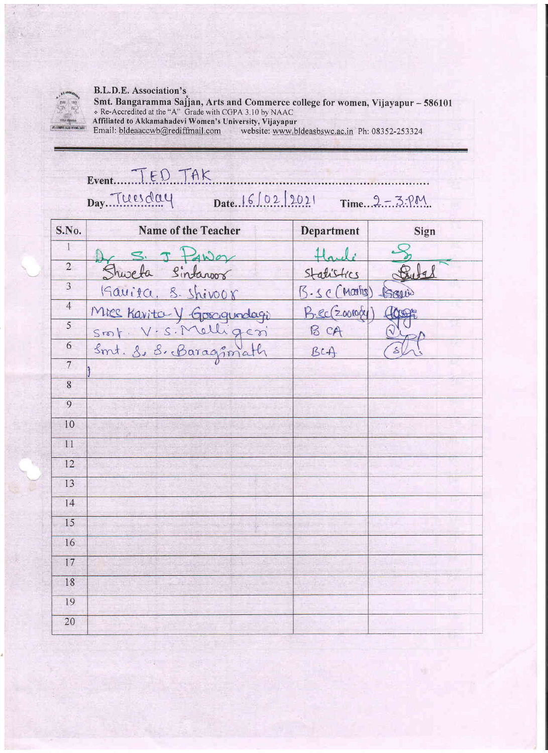**B.L.D.E. Association's**

**Smt. Bangaramma Sajjan, Arts and Commerce college for women, Vijayapur – 586101**

❖ Re-Accredited at the "A" Grade with CGPA 3.10 by NAAC

**Affiliated to Akkamahadevi Women's University, Vijayapur**

Email: bldeaaccwb@rediffmail.com website: www.bldeasbswc.ac.in Ph: 08352-253324

Event: TED TAK

Day: Tuesday Date: 16/02/2021 Time: 2 – 3 PM

| S.No. | Name of the Teacher | Department | Sign |
|---|---|---|---|
| 1 | Dr S. J Pawar | Hindi | Signed |
| 2 | Shweta Sintanoor | Statistics | Signed |
| 3 | Kavita. S. Shivoor | B.Sc (Maths) | Signed |
| 4 | Miss Kavita Y Gorogundagi | B.Sc (Zoology) | Signed |
| 5 | Smt. V. S. Malligeri | BCA | Signed |
| 6 | Smt. S. S. Baragimath | BCA | Signed |
| 7 | | | |
| 8 | | | |
| 9 | | | |
| 10 | | | |
| 11 | | | |
| 12 | | | |
| 13 | | | |
| 14 | | | |
| 15 | | | |
| 16 | | | |
| 17 | | | |
| 18 | | | |
| 19 | | | |
| 20 | | | |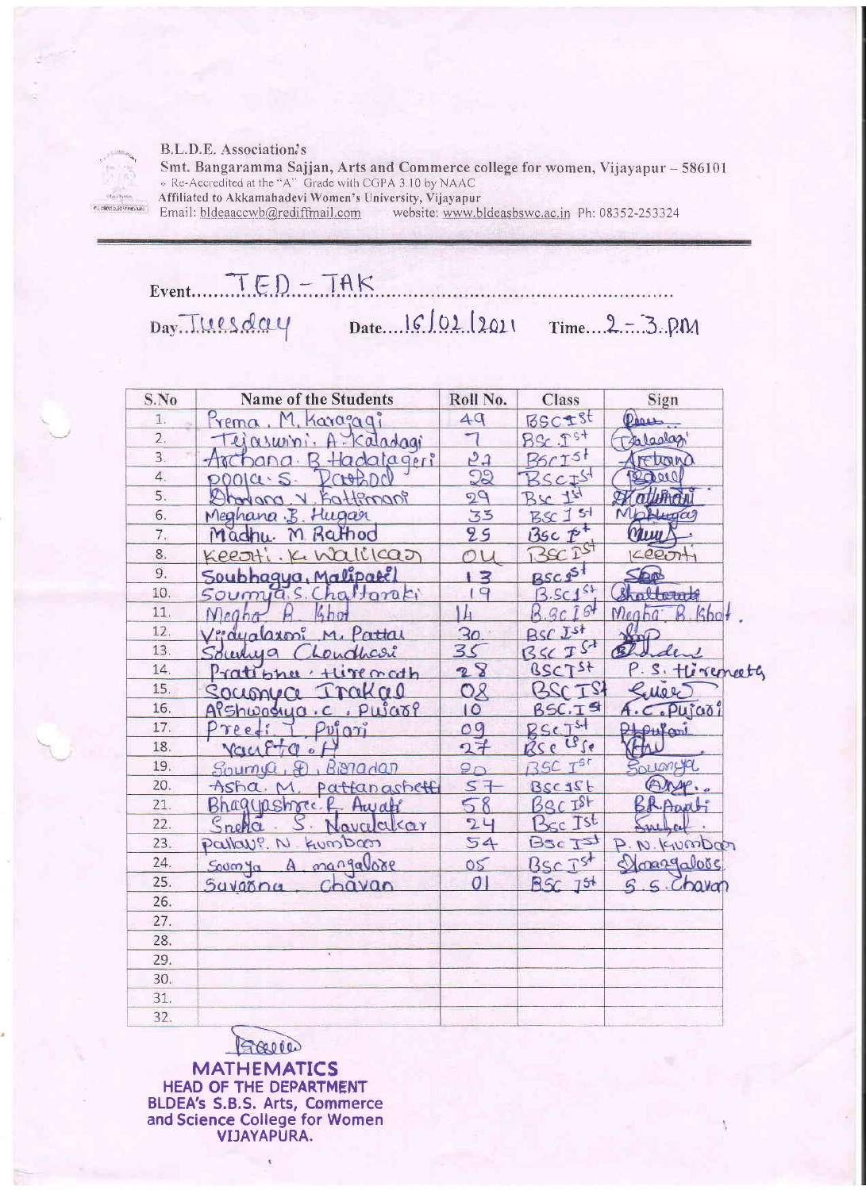B.L.D.E. Association's

Smt. Bangaramma Sajjan, Arts and Commerce college for women, Vijayapur – 586101

Re-Accredited at the "A" Grade with CGPA 3.10 by NAAC

Affiliated to Akkamahadevi Women's University, Vijayapur

Email: bldeaaccwb@rediffmail.com website: www.bldeasbswc.ac.in Ph: 08352-253324

Event: TED - TAK

Day: Tuesday Date: 16/02/2021 Time: 2 - 3 PM

| S.No | Name of the Students | Roll No. | Class | Sign |
|---|---|---|---|---|
| 1. | Prema. M. Karajagi | 49 | BSC Ist | Prema |
| 2. | Tejaswini. A. Kaladagi | 7 | BSc. Ist | Kaladagi |
| 3. | Archana. B. Hadalageri | 21 | BSC Ist | Archana |
| 4. | Pooja. S. Rathod | 22 | BSC Ist | Pooja |
| 5. | Shobana. V. Kattimani | 29 | BSc Ist | Kattimani |
| 6. | Meghana. B. Hugar | 33 | BSC Ist | M. Hugar |
| 7. | Madhu. M. Rathod | 25 | BSc Ist | Madhu |
| 8. | Keerti. K. Walikar | 04 | BSC Ist | Keerti |
| 9. | Soubhagya. Malipatil | 13 | BSC Ist | Sou |
| 10. | Soumya. S. Chattaraki | 19 | B.SC Ist | Chattaraki |
| 11. | Megha. B. Ghot | 14 | B.SC Ist | Megha. B. Ghot. |
| 12. | Vijayalaxmi. M. Pattar | 30. | BSC Ist | Vijp |
| 13. | Soukya Choudhari | 35 | BSC Ist | Soukya |
| 14. | Pratibha. Hiremath | 28 | BSC Ist | P. S. Hiremath |
| 15. | Soumya Irakal | 08 | BSC Ist | Soumya |
| 16. | Aishwarya. C. Pujari | 10 | BSC. Ist | A. C. Pujari |
| 17. | Preeti. I. Pujari | 09 | BSC Ist | P. Pujari |
| 18. | Yashoda. H | 27 | BSc Ist | Yash |
| 19. | Soumya. D. Biradar | 20 | BSC Ist | Soumya |
| 20. | Asha. M. Pattanashetti | 57 | BSC Ist | Amp.. |
| 21. | Bhagyashree. R. Awati | 58 | BSC Ist | B.R.Awati |
| 22. | Sneha. S. Navalakar | 24 | BSC Ist | Sneha |
| 23. | Pallavi. N. Kumbar | 54 | BSC Ist | P. N. Kumbar |
| 24. | Soumya. A. Mangalore | 05 | BSC Ist | S. Mangalore |
| 25. | Suvarna. Chavan | 01 | BSC Ist | S. S. Chavan |
| 26. | | | | |
| 27. | | | | |
| 28. | | | | |
| 29. | | | | |
| 30. | | | | |
| 31. | | | | |
| 32. | | | | |

MATHEMATICS
HEAD OF THE DEPARTMENT
BLDEA's S.B.S. Arts, Commerce and Science College for Women
VIJAYAPURA.